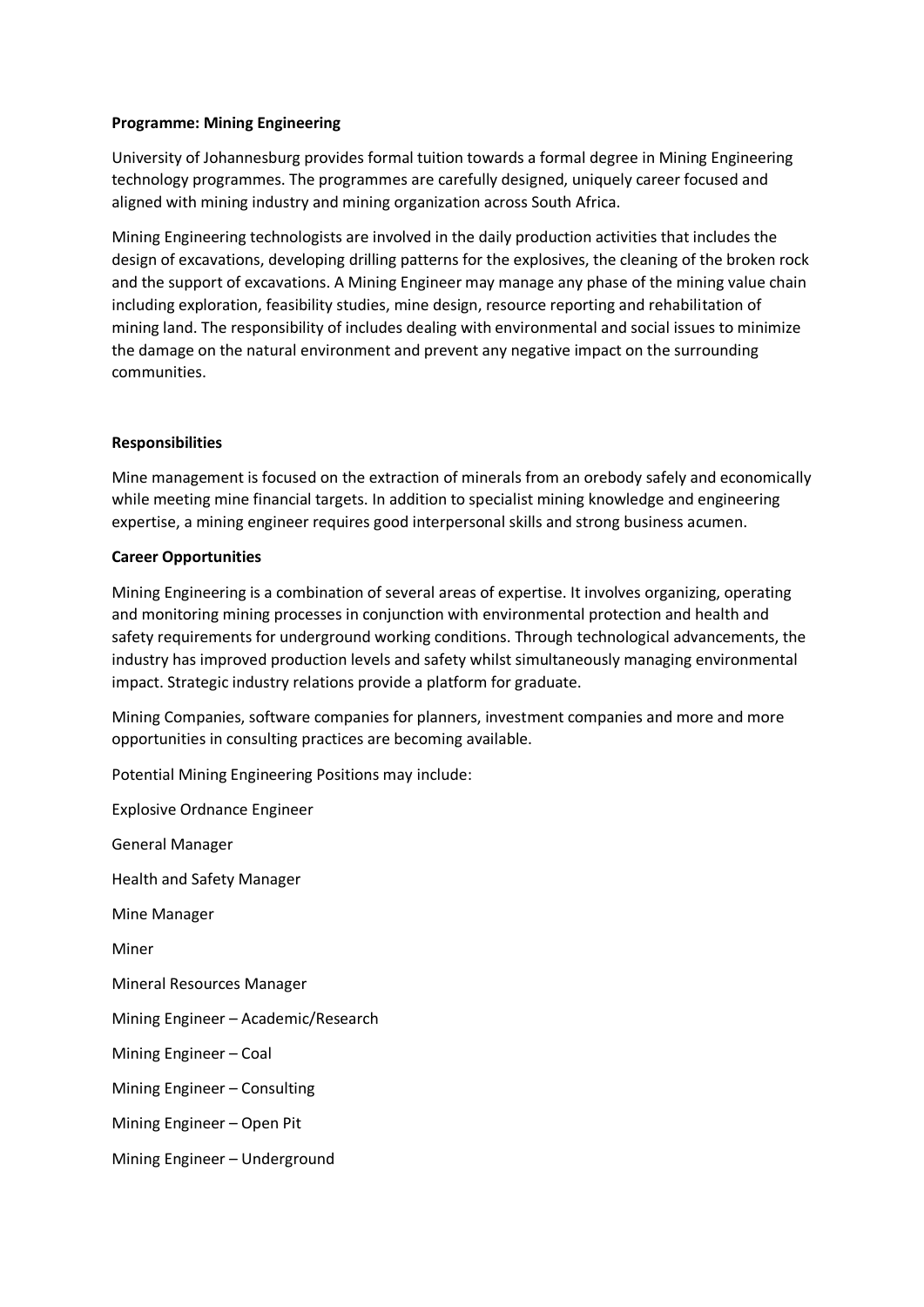**Programme: Mining Engineering**

University of Johannesburg provides formal tuition towards a formal degree in Mining Engineering technology programmes. The programmes are carefully designed, uniquely career focused and aligned with mining industry and mining organization across South Africa.

Mining Engineering technologists are involved in the daily production activities that includes the design of excavations, developing drilling patterns for the explosives, the cleaning of the broken rock and the support of excavations. A Mining Engineer may manage any phase of the mining value chain including exploration, feasibility studies, mine design, resource reporting and rehabilitation of mining land. The responsibility of includes dealing with environmental and social issues to minimize the damage on the natural environment and prevent any negative impact on the surrounding communities.

**Responsibilities**

Mine management is focused on the extraction of minerals from an orebody safely and economically while meeting mine financial targets. In addition to specialist mining knowledge and engineering expertise, a mining engineer requires good interpersonal skills and strong business acumen.

**Career Opportunities**

Mining Engineering is a combination of several areas of expertise. It involves organizing, operating and monitoring mining processes in conjunction with environmental protection and health and safety requirements for underground working conditions. Through technological advancements, the industry has improved production levels and safety whilst simultaneously managing environmental impact. Strategic industry relations provide a platform for graduate.

Mining Companies, software companies for planners, investment companies and more and more opportunities in consulting practices are becoming available.

Potential Mining Engineering Positions may include:

Explosive Ordnance Engineer

General Manager

Health and Safety Manager

Mine Manager

Miner

Mineral Resources Manager

Mining Engineer – Academic/Research

Mining Engineer – Coal

Mining Engineer – Consulting

Mining Engineer – Open Pit

Mining Engineer – Underground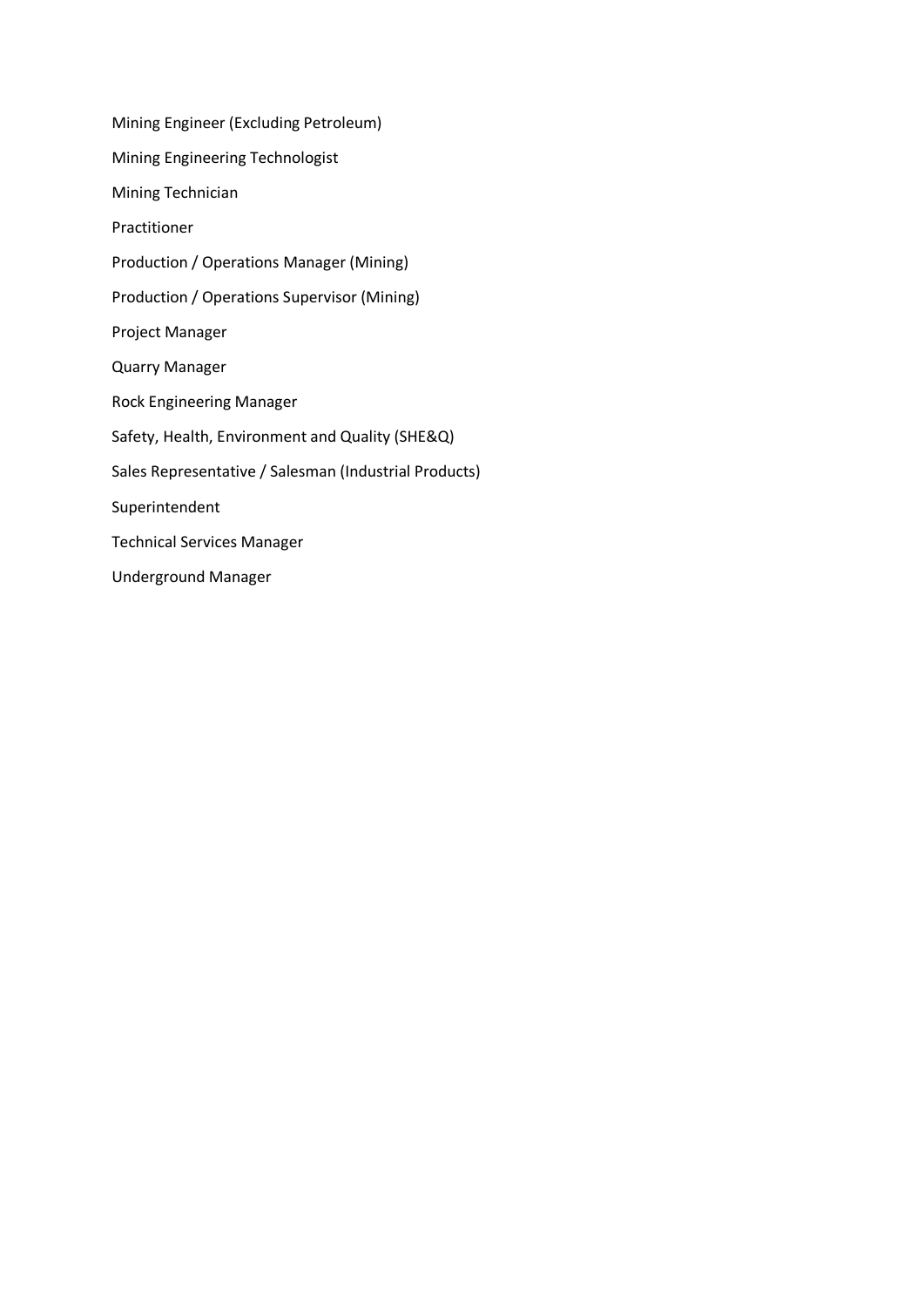Mining Engineer (Excluding Petroleum)

Mining Engineering Technologist

Mining Technician

Practitioner

Production / Operations Manager (Mining)

Production / Operations Supervisor (Mining)

Project Manager

Quarry Manager

Rock Engineering Manager

Safety, Health, Environment and Quality (SHE&Q)

Sales Representative / Salesman (Industrial Products)

Superintendent

Technical Services Manager

Underground Manager